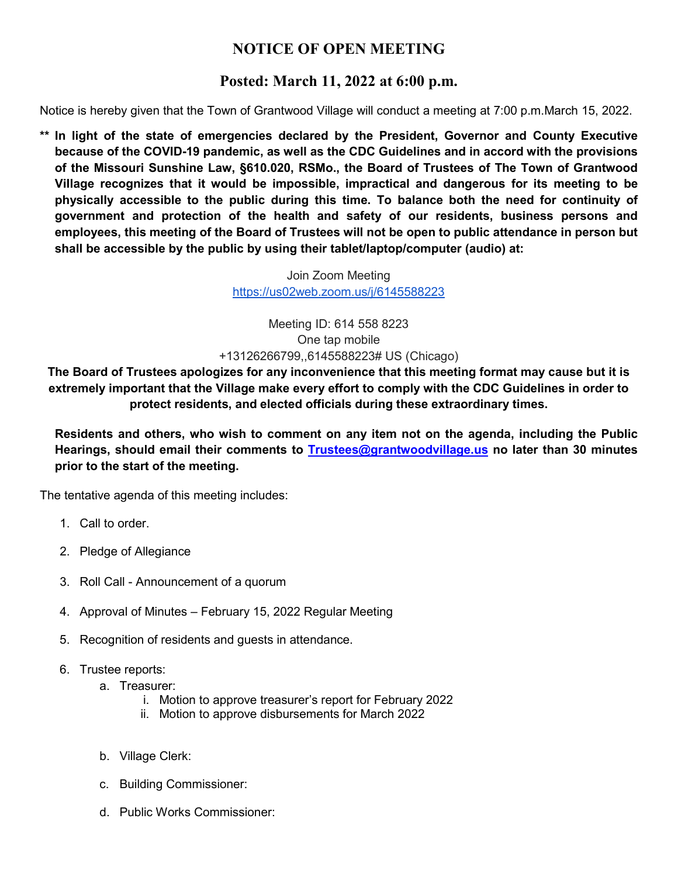# NOTICE OF OPEN MEETING

## Posted: March 11, 2022 at 6:00 p.m.

Notice is hereby given that the Town of Grantwood Village will conduct a meeting at 7:00 p.m.March 15, 2022.

**\*\* In light of the state of emergencies declared by the President, Governor and County Executive because of the COVID-19 pandemic, as well as the CDC Guidelines and in accord with the provisions of the Missouri Sunshine Law, §610.020, RSMo., the Board of Trustees of The Town of Grantwood Village recognizes that it would be impossible, impractical and dangerous for its meeting to be physically accessible to the public during this time. To balance both the need for continuity of government and protection of the health and safety of our residents, business persons and employees, this meeting of the Board of Trustees will not be open to public attendance in person but shall be accessible by the public by using their tablet/laptop/computer (audio) at:**

Join Zoom Meeting
https://us02web.zoom.us/j/6145588223

Meeting ID: 614 558 8223
One tap mobile
+13126266799,,6145588223# US (Chicago)

**The Board of Trustees apologizes for any inconvenience that this meeting format may cause but it is extremely important that the Village make every effort to comply with the CDC Guidelines in order to protect residents, and elected officials during these extraordinary times.**

**Residents and others, who wish to comment on any item not on the agenda, including the Public Hearings, should email their comments to Trustees@grantwoodvillage.us no later than 30 minutes prior to the start of the meeting.**

The tentative agenda of this meeting includes:

1. Call to order.
2. Pledge of Allegiance
3. Roll Call - Announcement of a quorum
4. Approval of Minutes – February 15, 2022 Regular Meeting
5. Recognition of residents and guests in attendance.
6. Trustee reports:
   a. Treasurer:
      i. Motion to approve treasurer's report for February 2022
      ii. Motion to approve disbursements for March 2022
   b. Village Clerk:
   c. Building Commissioner:
   d. Public Works Commissioner: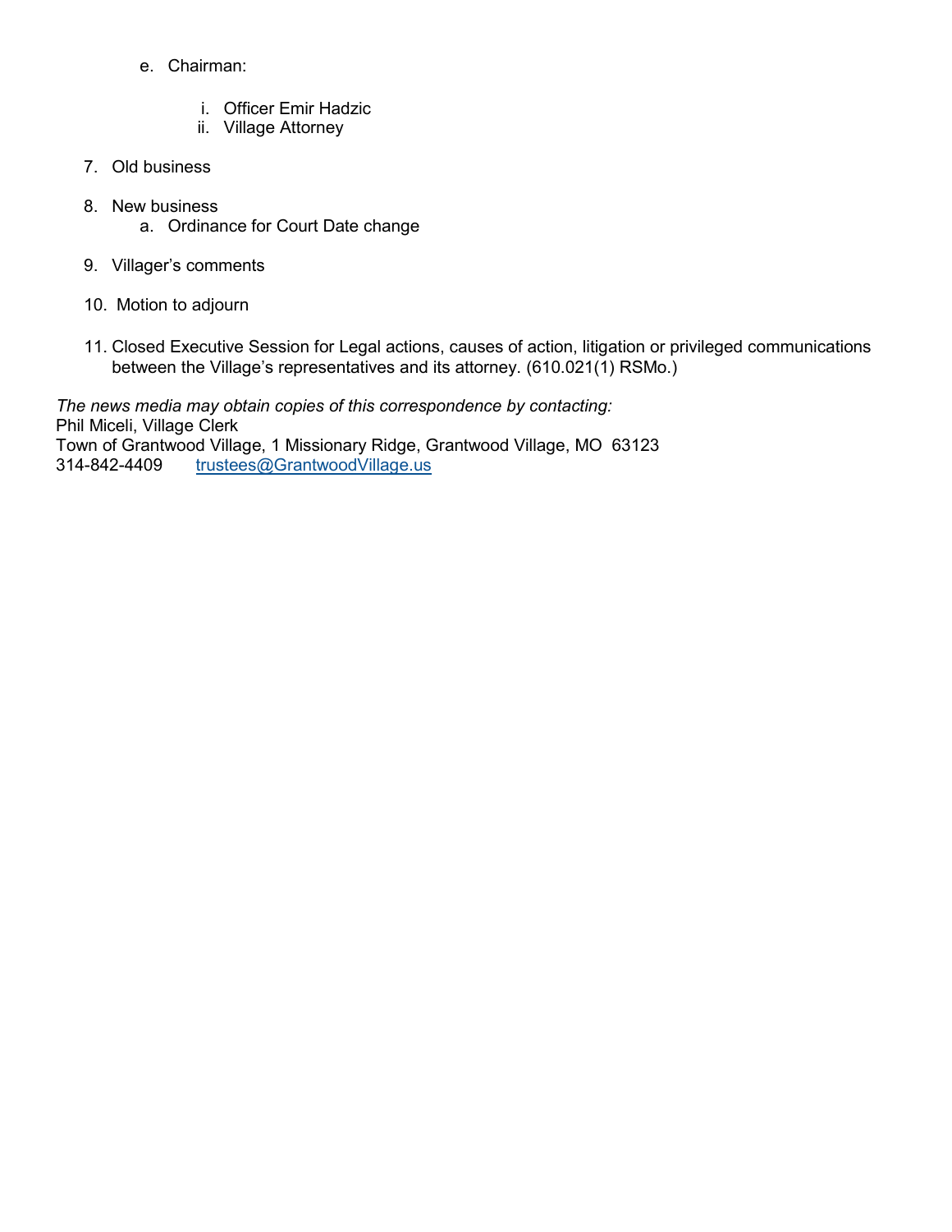e. Chairman:

    i. Officer Emir Hadzic
    ii. Village Attorney

7. Old business

8. New business
    a. Ordinance for Court Date change

9. Villager's comments

10. Motion to adjourn

11. Closed Executive Session for Legal actions, causes of action, litigation or privileged communications between the Village's representatives and its attorney. (610.021(1) RSMo.)

*The news media may obtain copies of this correspondence by contacting:*
Phil Miceli, Village Clerk
Town of Grantwood Village, 1 Missionary Ridge, Grantwood Village, MO 63123
314-842-4409 trustees@GrantwoodVillage.us